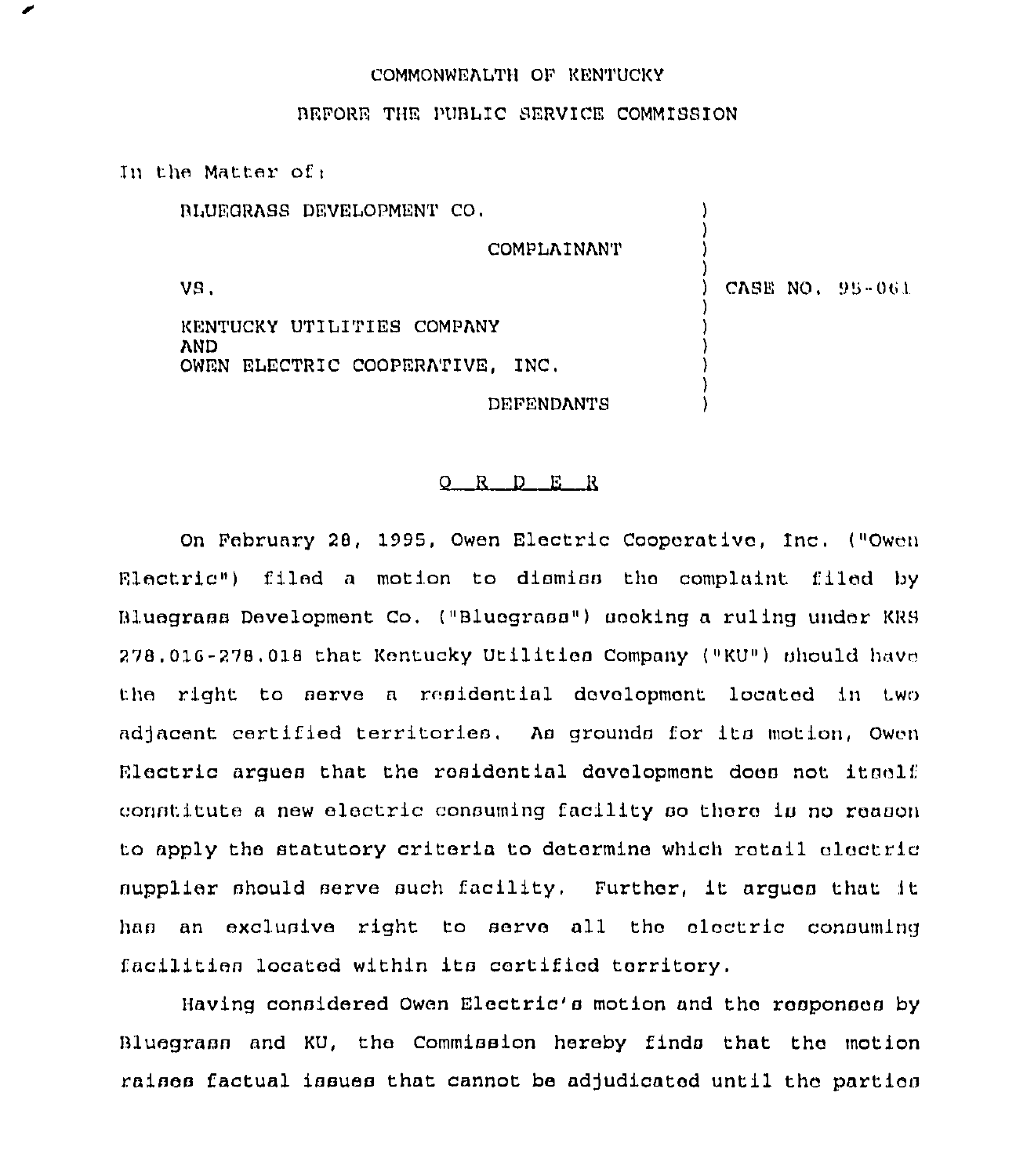COMMONWEALTH OF KENTUCKY

BEFORE THE PUBLIC SERVICE COMMISSION

In the Matter of:

| | | |
|---|---|---|
| BLUEGRASS DEVELOPMENT CO. | ) | |
| COMPLAINANT | ) | |
| VS. | ) | CASE NO. 95-061 |
| KENTUCKY UTILITIES COMPANY AND OWEN ELECTRIC COOPERATIVE, INC. | ) | |
| DEFENDANTS | ) | |

O R D E R

On February 28, 1995, Owen Electric Cooperative, Inc. ("Owen Electric") filed a motion to dismiss the complaint filed by Bluegrass Development Co. ("Bluegrass") seeking a ruling under KRS 278.016-278.018 that Kentucky Utilities Company ("KU") should have the right to serve a residential development located in two adjacent certified territories. As grounds for its motion, Owen Electric argues that the residential development does not itself constitute a new electric consuming facility so there is no reason to apply the statutory criteria to determine which retail electric supplier should serve such facility. Further, it argues that it has an exclusive right to serve all the electric consuming facilities located within its certified territory.

Having considered Owen Electric's motion and the responses by Bluegrass and KU, the Commission hereby finds that the motion raises factual issues that cannot be adjudicated until the parties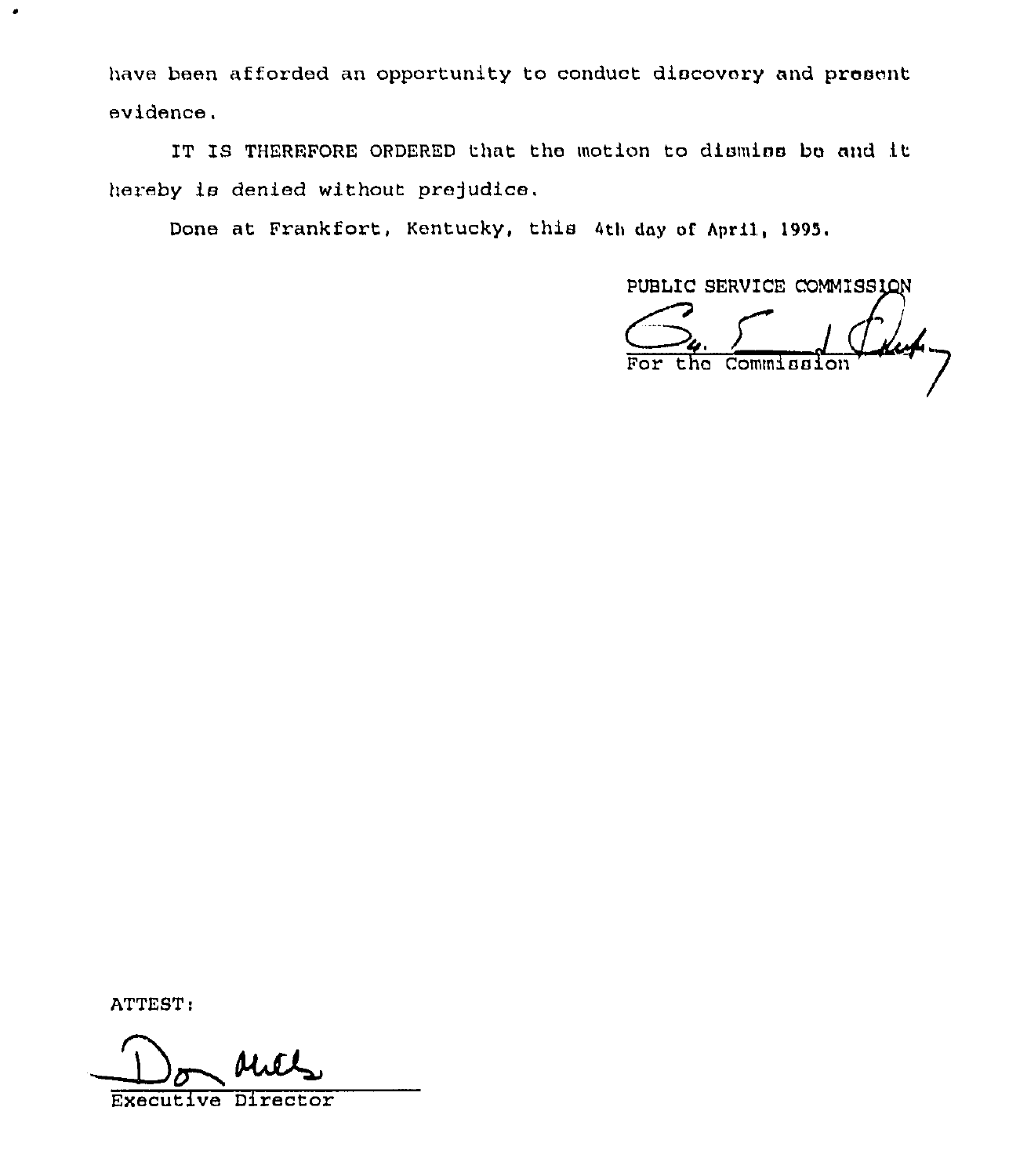have been afforded an opportunity to conduct discovery and present evidence.

IT IS THEREFORE ORDERED that the motion to dismiss be and it hereby is denied without prejudice.

Done at Frankfort, Kentucky, this 4th day of April, 1995.

PUBLIC SERVICE COMMISSION

For the Commission

ATTEST:

Executive Director